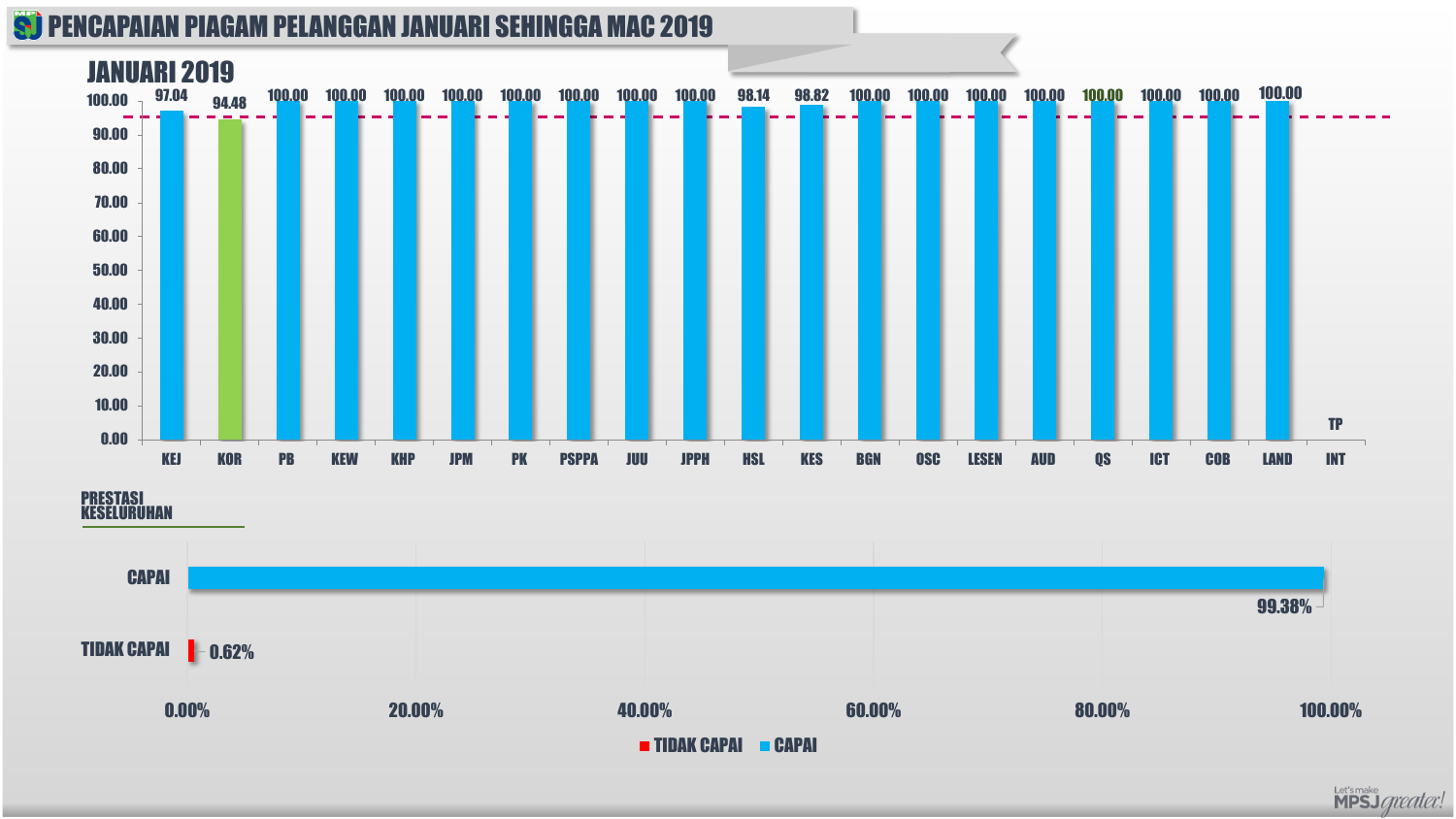# PENCAPAIAN PIAGAM PELANGGAN JANUARI SEHINGGA MAC 2019

## JANUARI 2019

| Jabatan | Pencapaian |
|---|---|
| KEJ | 97.04 |
| KOR | 94.48 |
| PB | 100.00 |
| KEW | 100.00 |
| KHP | 100.00 |
| JPM | 100.00 |
| PK | 100.00 |
| PSPPA | 100.00 |
| JUU | 100.00 |
| JPPH | 100.00 |
| HSL | 98.14 |
| KES | 98.82 |
| BGN | 100.00 |
| OSC | 100.00 |
| LESEN | 100.00 |
| AUD | 100.00 |
| QS | 100.00 |
| ICT | 100.00 |
| COB | 100.00 |
| LAND | 100.00 |
| INT | TP |

### PRESTASI KESELURUHAN

| | Peratus |
|---|---|
| CAPAI | 99.38% |
| TIDAK CAPAI | 0.62% |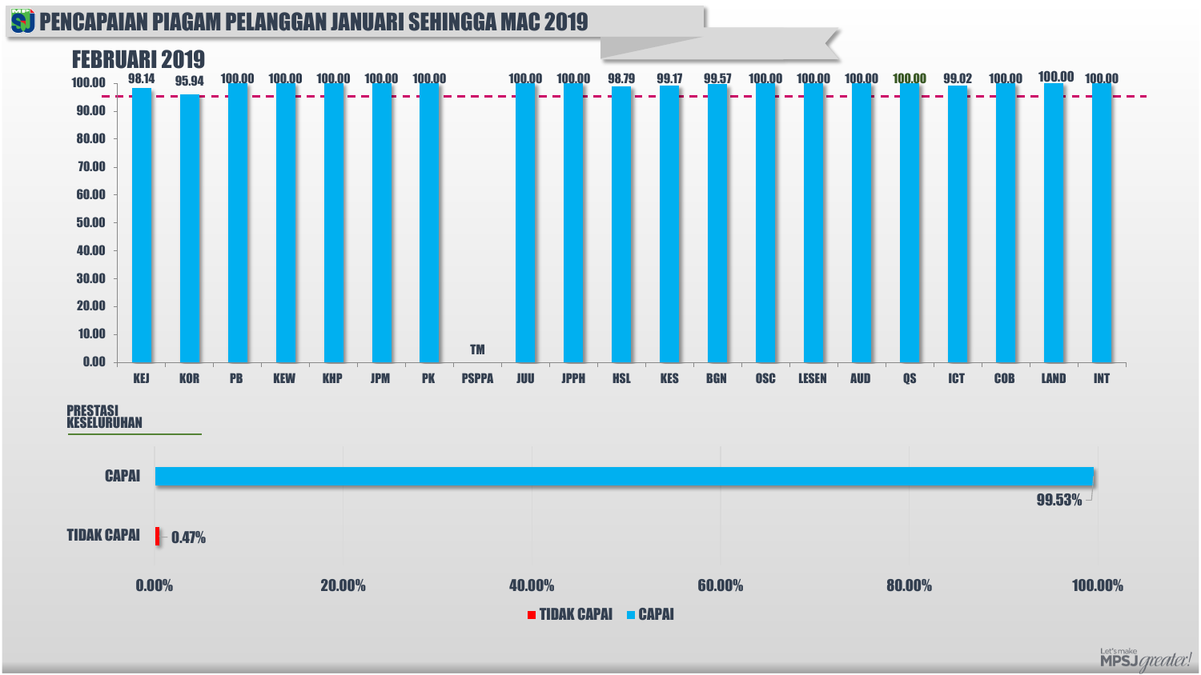# PENCAPAIAN PIAGAM PELANGGAN JANUARI SEHINGGA MAC 2019

## FEBRUARI 2019

| Jabatan | Pencapaian |
|---|---|
| KEJ | 98.14 |
| KOR | 95.94 |
| PB | 100.00 |
| KEW | 100.00 |
| KHP | 100.00 |
| JPM | 100.00 |
| PK | 100.00 |
| PSPPA | TM |
| JUU | 100.00 |
| JPPH | 100.00 |
| HSL | 98.79 |
| KES | 99.17 |
| BGN | 99.57 |
| OSC | 100.00 |
| LESEN | 100.00 |
| AUD | 100.00 |
| QS | 100.00 |
| ICT | 99.02 |
| COB | 100.00 |
| LAND | 100.00 |
| INT | 100.00 |

### PRESTASI KESELURUHAN

| Status | Peratus |
|---|---|
| CAPAI | 99.53% |
| TIDAK CAPAI | 0.47% |

Let's make MPSJ *greater!*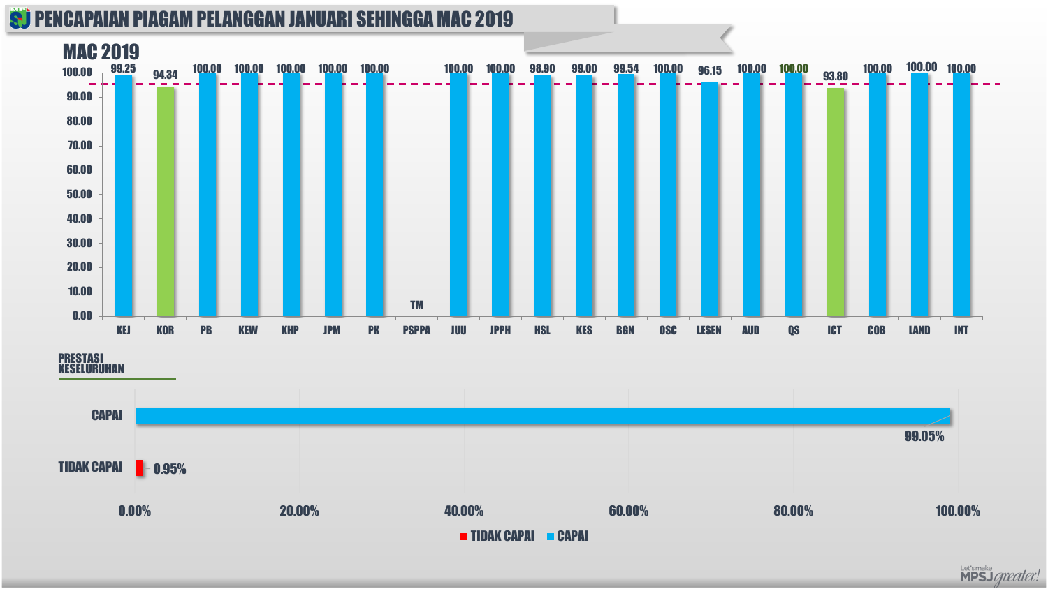# PENCAPAIAN PIAGAM PELANGGAN JANUARI SEHINGGA MAC 2019

## MAC 2019

| Jabatan | Pencapaian |
|---|---|
| KEJ | 99.25 |
| KOR | 94.34 |
| PB | 100.00 |
| KEW | 100.00 |
| KHP | 100.00 |
| JPM | 100.00 |
| PK | 100.00 |
| PSPPA | TM |
| JUU | 100.00 |
| JPPH | 100.00 |
| HSL | 98.90 |
| KES | 99.00 |
| BGN | 99.54 |
| OSC | 100.00 |
| LESEN | 96.15 |
| AUD | 100.00 |
| QS | 100.00 |
| ICT | 93.80 |
| COB | 100.00 |
| LAND | 100.00 |
| INT | 100.00 |

### PRESTASI KESELURUHAN

| Status | Peratus |
|---|---|
| CAPAI | 99.05% |
| TIDAK CAPAI | 0.95% |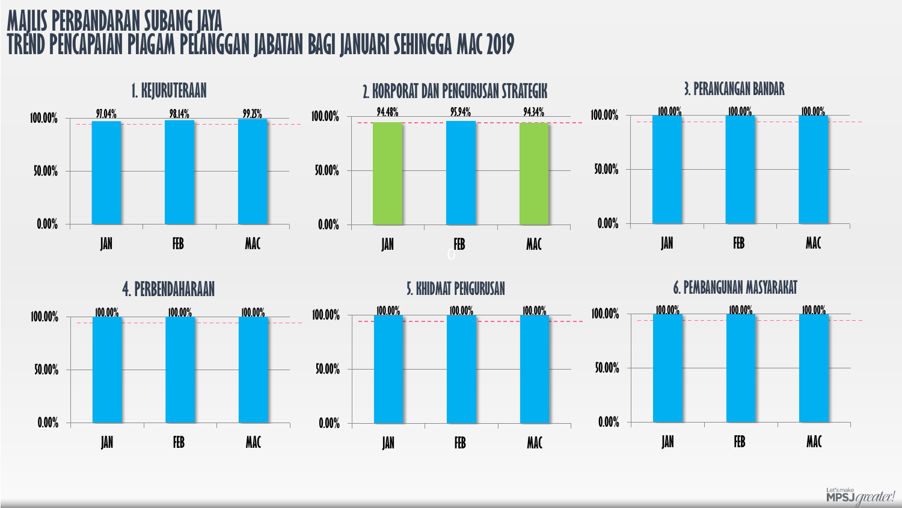# MAJLIS PERBANDARAN SUBANG JAYA
# TREND PENCAPAIAN PIAGAM PELANGGAN JABATAN BAGI JANUARI SEHINGGA MAC 2019

## 1. KEJURUTERAAN

| | JAN | FEB | MAC |
|---|---|---|---|
| Pencapaian | 97.04% | 98.14% | 99.25% |

## 2. KORPORAT DAN PENGURUSAN STRATEGIK

| | JAN | FEB | MAC |
|---|---|---|---|
| Pencapaian | 94.48% | 95.94% | 94.34% |

## 3. PERANCANGAN BANDAR

| | JAN | FEB | MAC |
|---|---|---|---|
| Pencapaian | 100.00% | 100.00% | 100.00% |

## 4. PERBENDAHARAAN

| | JAN | FEB | MAC |
|---|---|---|---|
| Pencapaian | 100.00% | 100.00% | 100.00% |

## 5. KHIDMAT PENGURUSAN

| | JAN | FEB | MAC |
|---|---|---|---|
| Pencapaian | 100.00% | 100.00% | 100.00% |

## 6. PEMBANGUNAN MASYARAKAT

| | JAN | FEB | MAC |
|---|---|---|---|
| Pencapaian | 100.00% | 100.00% | 100.00% |

Let's make MPSJ greater!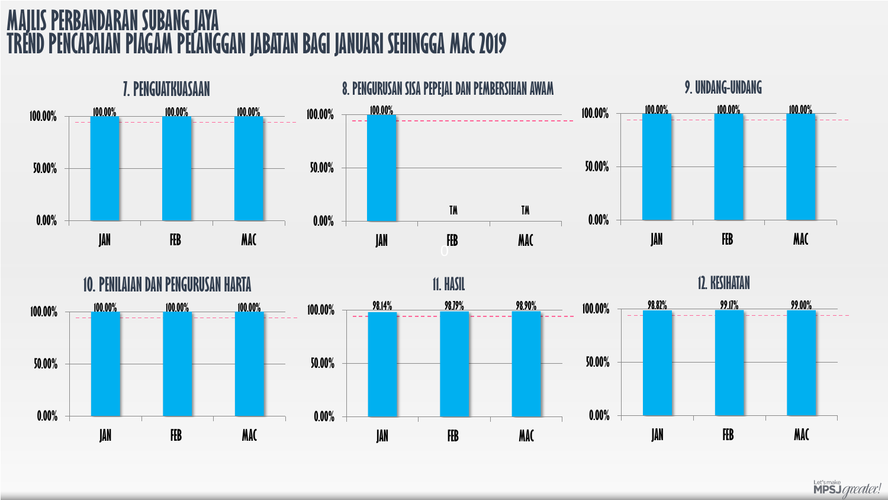# MAJLIS PERBANDARAN SUBANG JAYA
# TREND PENCAPAIAN PIAGAM PELANGGAN JABATAN BAGI JANUARI SEHINGGA MAC 2019

### 7. PENGUATKUASAAN

| | JAN | FEB | MAC |
|---|---|---|---|
| Pencapaian | 100.00% | 100.00% | 100.00% |

### 8. PENGURUSAN SISA PEPEJAL DAN PEMBERSIHAN AWAM

| | JAN | FEB | MAC |
|---|---|---|---|
| Pencapaian | 100.00% | TM | TM |

### 9. UNDANG-UNDANG

| | JAN | FEB | MAC |
|---|---|---|---|
| Pencapaian | 100.00% | 100.00% | 100.00% |

### 10. PENILAIAN DAN PENGURUSAN HARTA

| | JAN | FEB | MAC |
|---|---|---|---|
| Pencapaian | 100.00% | 100.00% | 100.00% |

### 11. HASIL

| | JAN | FEB | MAC |
|---|---|---|---|
| Pencapaian | 98.14% | 98.79% | 98.90% |

### 12. KESIHATAN

| | JAN | FEB | MAC |
|---|---|---|---|
| Pencapaian | 98.82% | 99.17% | 99.00% |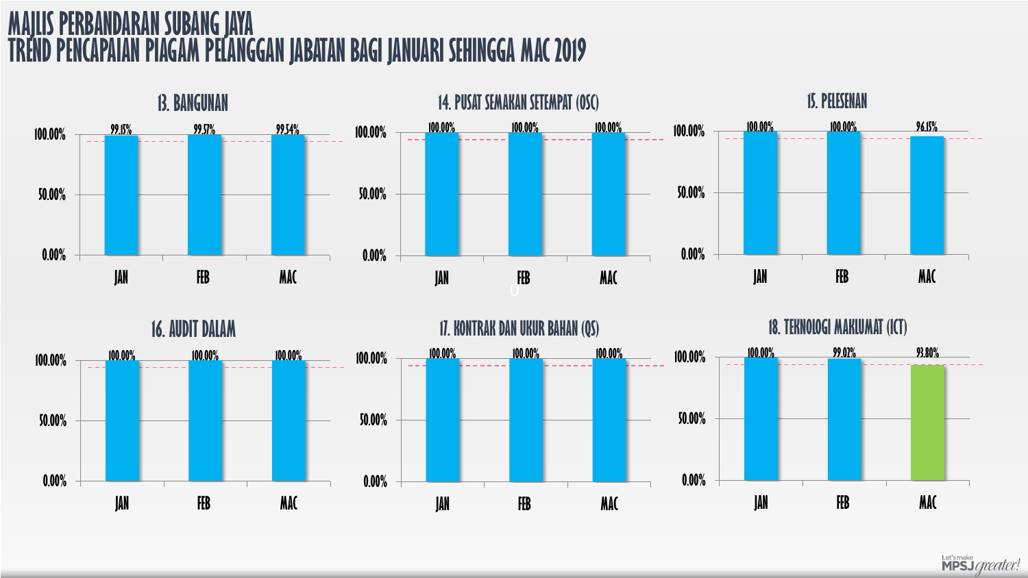# MAJLIS PERBANDARAN SUBANG JAYA
# TREND PENCAPAIAN PIAGAM PELANGGAN JABATAN BAGI JANUARI SEHINGGA MAC 2019

## 13. BANGUNAN

| | JAN | FEB | MAC |
|---|---|---|---|
| Pencapaian | 99.15% | 99.57% | 99.54% |

## 14. PUSAT SEMAKAN SETEMPAT (OSC)

| | JAN | FEB | MAC |
|---|---|---|---|
| Pencapaian | 100.00% | 100.00% | 100.00% |

## 15. PELESENAN

| | JAN | FEB | MAC |
|---|---|---|---|
| Pencapaian | 100.00% | 100.00% | 96.15% |

## 16. AUDIT DALAM

| | JAN | FEB | MAC |
|---|---|---|---|
| Pencapaian | 100.00% | 100.00% | 100.00% |

## 17. KONTRAK DAN UKUR BAHAN (QS)

| | JAN | FEB | MAC |
|---|---|---|---|
| Pencapaian | 100.00% | 100.00% | 100.00% |

## 18. TEKNOLOGI MAKLUMAT (ICT)

| | JAN | FEB | MAC |
|---|---|---|---|
| Pencapaian | 100.00% | 99.02% | 93.80% |

Let's make MPSJ greater!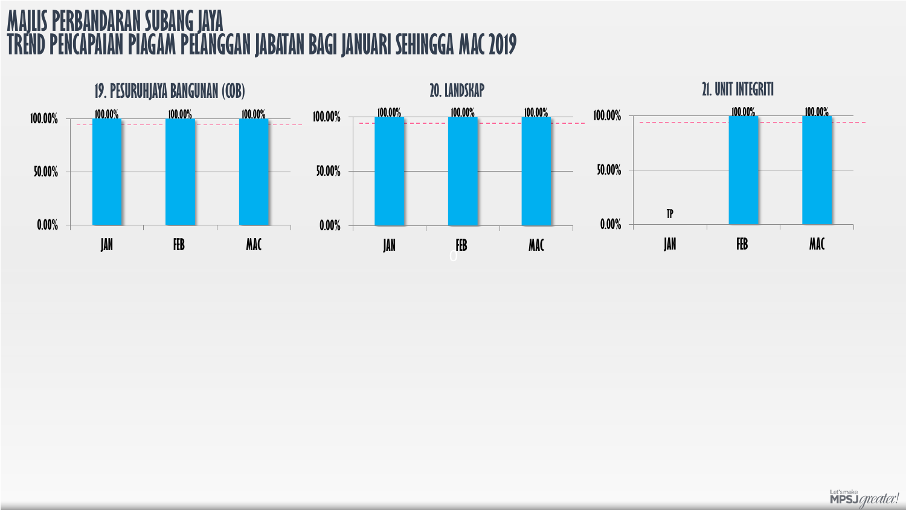# MAJLIS PERBANDARAN SUBANG JAYA
# TREND PENCAPAIAN PIAGAM PELANGGAN JABATAN BAGI JANUARI SEHINGGA MAC 2019

## 19. PESURUHJAYA BANGUNAN (COB)

100.00%
50.00%
0.00%

100.00%
100.00%
100.00%

JAN
FEB
MAC

## 20. LANDSKAP

100.00%
50.00%
0.00%

100.00%
100.00%
100.00%

JAN
FEB
MAC

0

## 21. UNIT INTEGRITI

100.00%
50.00%
0.00%

TP
100.00%
100.00%

JAN
FEB
MAC